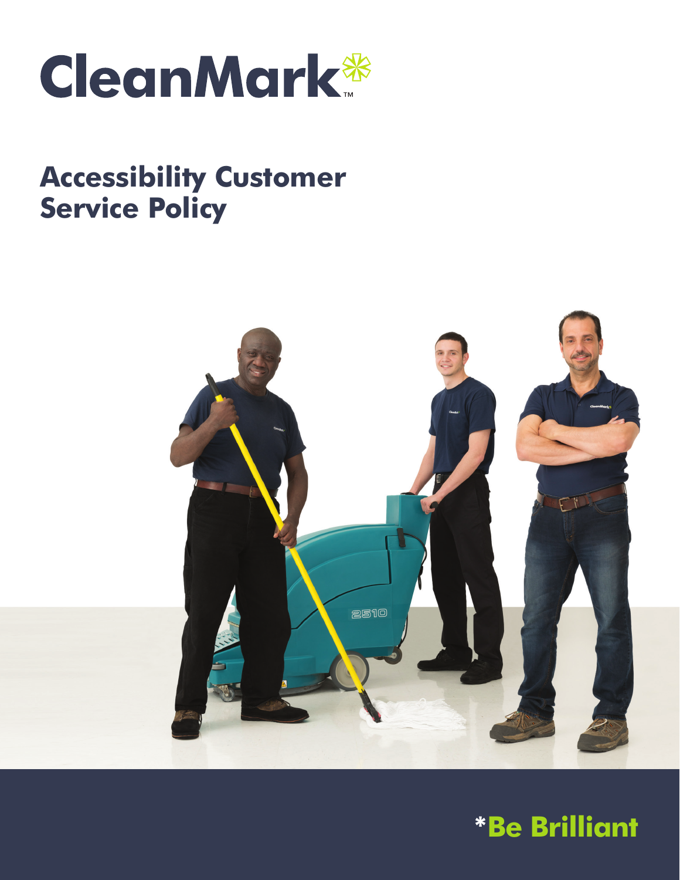CleanMark™

# Accessibility Customer Service Policy

*Be Brilliant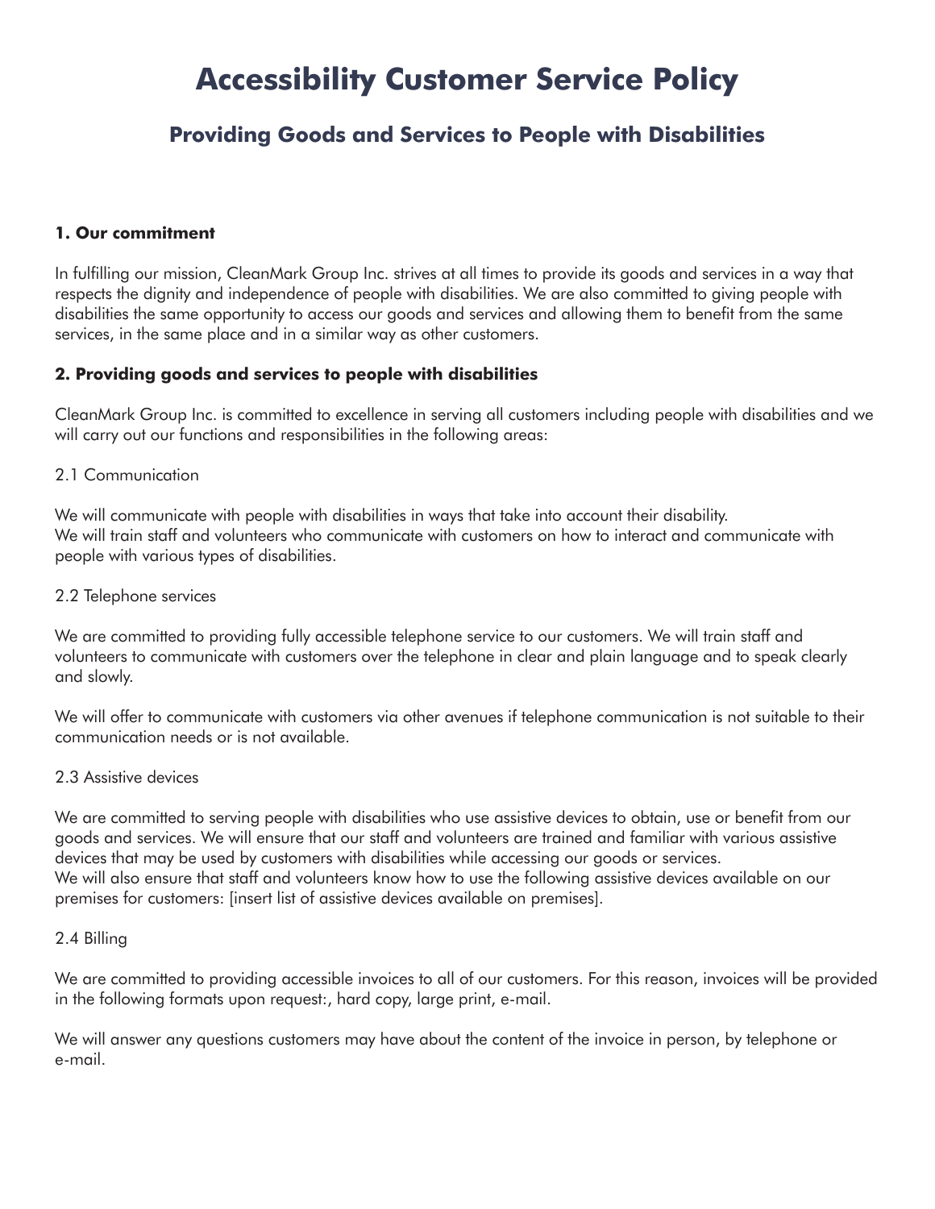# Accessibility Customer Service Policy

## Providing Goods and Services to People with Disabilities

**1. Our commitment**

In fulfilling our mission, CleanMark Group Inc. strives at all times to provide its goods and services in a way that respects the dignity and independence of people with disabilities. We are also committed to giving people with disabilities the same opportunity to access our goods and services and allowing them to benefit from the same services, in the same place and in a similar way as other customers.

**2. Providing goods and services to people with disabilities**

CleanMark Group Inc. is committed to excellence in serving all customers including people with disabilities and we will carry out our functions and responsibilities in the following areas:

2.1 Communication

We will communicate with people with disabilities in ways that take into account their disability.
We will train staff and volunteers who communicate with customers on how to interact and communicate with people with various types of disabilities.

2.2 Telephone services

We are committed to providing fully accessible telephone service to our customers. We will train staff and volunteers to communicate with customers over the telephone in clear and plain language and to speak clearly and slowly.

We will offer to communicate with customers via other avenues if telephone communication is not suitable to their communication needs or is not available.

2.3 Assistive devices

We are committed to serving people with disabilities who use assistive devices to obtain, use or benefit from our goods and services. We will ensure that our staff and volunteers are trained and familiar with various assistive devices that may be used by customers with disabilities while accessing our goods or services.
We will also ensure that staff and volunteers know how to use the following assistive devices available on our premises for customers: [insert list of assistive devices available on premises].

2.4 Billing

We are committed to providing accessible invoices to all of our customers. For this reason, invoices will be provided in the following formats upon request:, hard copy, large print, e-mail.

We will answer any questions customers may have about the content of the invoice in person, by telephone or e-mail.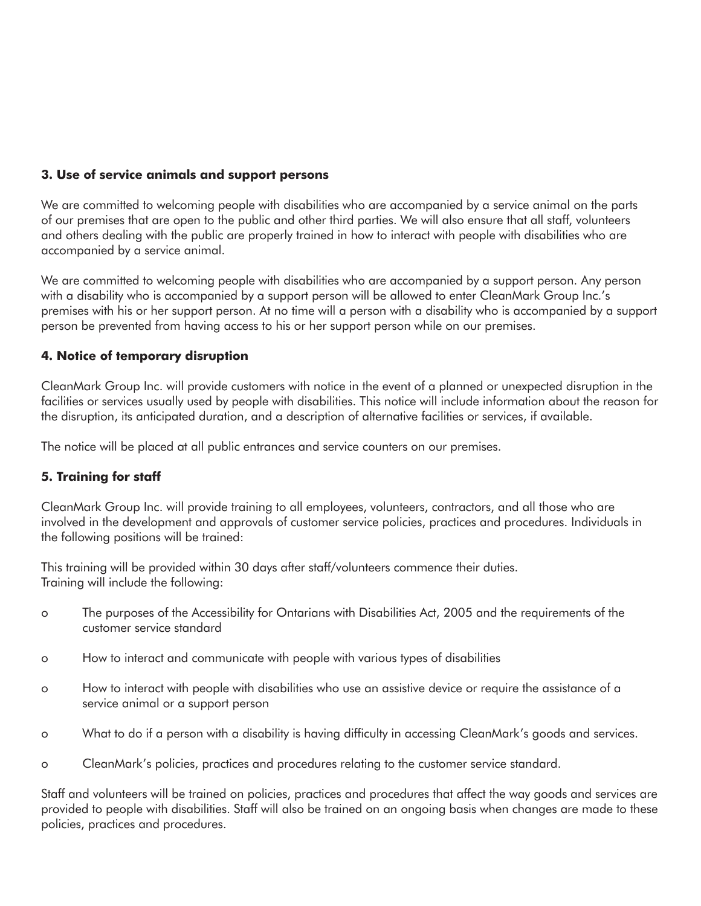### 3. Use of service animals and support persons

We are committed to welcoming people with disabilities who are accompanied by a service animal on the parts of our premises that are open to the public and other third parties. We will also ensure that all staff, volunteers and others dealing with the public are properly trained in how to interact with people with disabilities who are accompanied by a service animal.

We are committed to welcoming people with disabilities who are accompanied by a support person. Any person with a disability who is accompanied by a support person will be allowed to enter CleanMark Group Inc.'s premises with his or her support person. At no time will a person with a disability who is accompanied by a support person be prevented from having access to his or her support person while on our premises.

### 4. Notice of temporary disruption

CleanMark Group Inc. will provide customers with notice in the event of a planned or unexpected disruption in the facilities or services usually used by people with disabilities. This notice will include information about the reason for the disruption, its anticipated duration, and a description of alternative facilities or services, if available.

The notice will be placed at all public entrances and service counters on our premises.

### 5. Training for staff

CleanMark Group Inc. will provide training to all employees, volunteers, contractors, and all those who are involved in the development and approvals of customer service policies, practices and procedures. Individuals in the following positions will be trained:

This training will be provided within 30 days after staff/volunteers commence their duties.
Training will include the following:

- The purposes of the Accessibility for Ontarians with Disabilities Act, 2005 and the requirements of the customer service standard
- How to interact and communicate with people with various types of disabilities
- How to interact with people with disabilities who use an assistive device or require the assistance of a service animal or a support person
- What to do if a person with a disability is having difficulty in accessing CleanMark's goods and services.
- CleanMark's policies, practices and procedures relating to the customer service standard.

Staff and volunteers will be trained on policies, practices and procedures that affect the way goods and services are provided to people with disabilities. Staff will also be trained on an ongoing basis when changes are made to these policies, practices and procedures.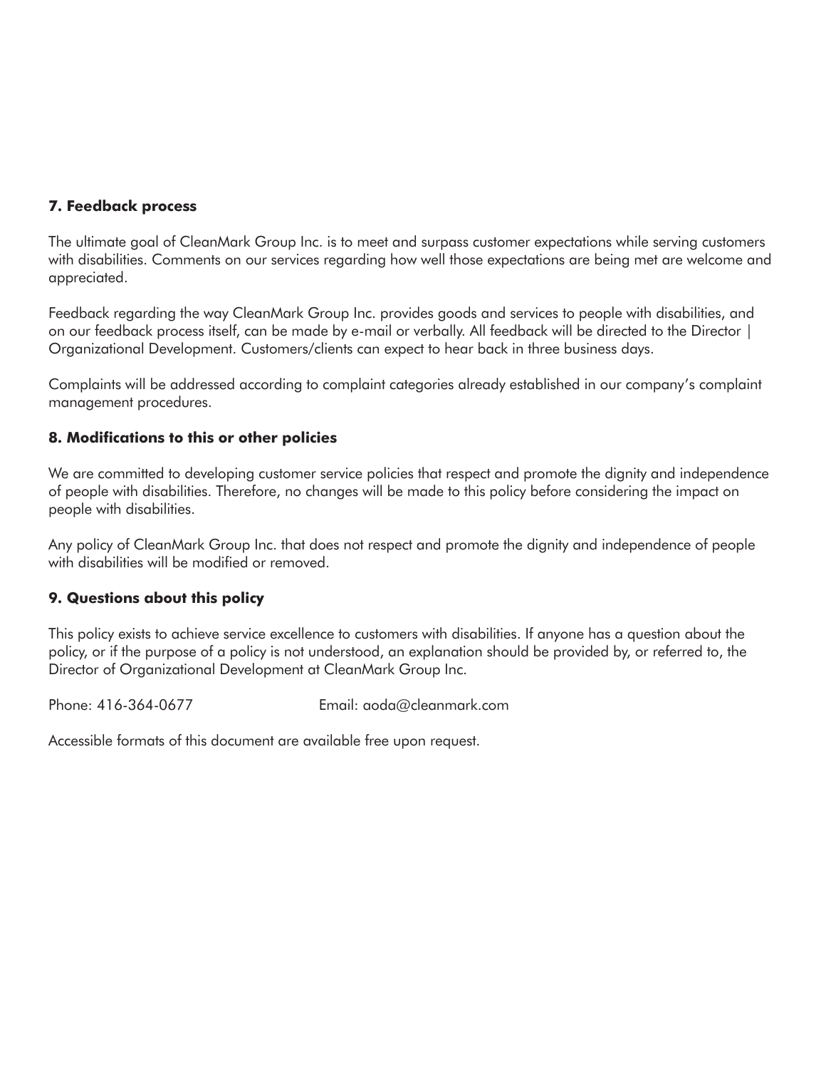### 7. Feedback process

The ultimate goal of CleanMark Group Inc. is to meet and surpass customer expectations while serving customers with disabilities. Comments on our services regarding how well those expectations are being met are welcome and appreciated.

Feedback regarding the way CleanMark Group Inc. provides goods and services to people with disabilities, and on our feedback process itself, can be made by e-mail or verbally. All feedback will be directed to the Director | Organizational Development. Customers/clients can expect to hear back in three business days.

Complaints will be addressed according to complaint categories already established in our company's complaint management procedures.

### 8. Modifications to this or other policies

We are committed to developing customer service policies that respect and promote the dignity and independence of people with disabilities. Therefore, no changes will be made to this policy before considering the impact on people with disabilities.

Any policy of CleanMark Group Inc. that does not respect and promote the dignity and independence of people with disabilities will be modified or removed.

### 9. Questions about this policy

This policy exists to achieve service excellence to customers with disabilities. If anyone has a question about the policy, or if the purpose of a policy is not understood, an explanation should be provided by, or referred to, the Director of Organizational Development at CleanMark Group Inc.

Phone: 416-364-0677 Email: aoda@cleanmark.com

Accessible formats of this document are available free upon request.